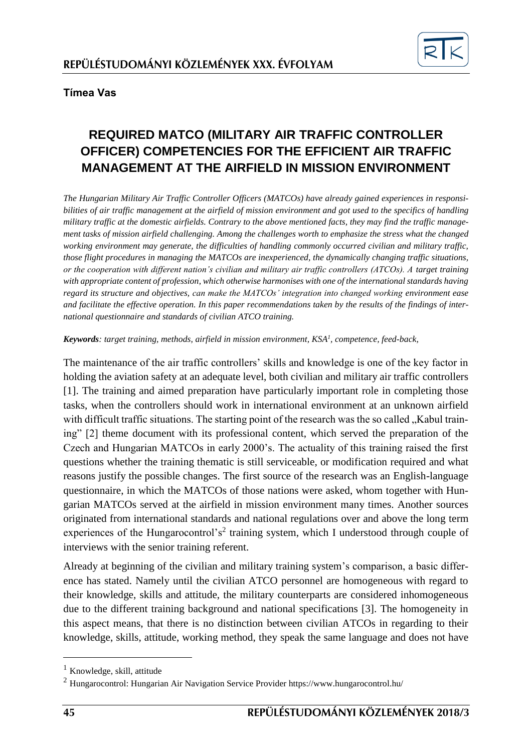**Tímea Vas**

# REQUIRED MATCO (MILITARY AIR TRAFFIC CONTROLLER OFFICER) COMPETENCIES FOR THE EFFICIENT AIR TRAFFIC MANAGEMENT AT THE AIRFIELD IN MISSION ENVIRONMENT

*The Hungarian Military Air Traffic Controller Officers (MATCOs) have already gained experiences in responsibilities of air traffic management at the airfield of mission environment and got used to the specifics of handling military traffic at the domestic airfields. Contrary to the above mentioned facts, they may find the traffic management tasks of mission airfield challenging. Among the challenges worth to emphasize the stress what the changed working environment may generate, the difficulties of handling commonly occurred civilian and military traffic, those flight procedures in managing the MATCOs are inexperienced, the dynamically changing traffic situations, or the cooperation with different nation's civilian and military air traffic controllers (ATCOs). A target training with appropriate content of profession, which otherwise harmonises with one of the international standards having regard its structure and objectives, can make the MATCOs' integration into changed working environment ease and facilitate the effective operation. In this paper recommendations taken by the results of the findings of international questionnaire and standards of civilian ATCO training.*

***Keywords****: target training, methods, airfield in mission environment, KSA[1], competence, feed-back,*

The maintenance of the air traffic controllers' skills and knowledge is one of the key factor in holding the aviation safety at an adequate level, both civilian and military air traffic controllers [1]. The training and aimed preparation have particularly important role in completing those tasks, when the controllers should work in international environment at an unknown airfield with difficult traffic situations. The starting point of the research was the so called „Kabul training" [2] theme document with its professional content, which served the preparation of the Czech and Hungarian MATCOs in early 2000's. The actuality of this training raised the first questions whether the training thematic is still serviceable, or modification required and what reasons justify the possible changes. The first source of the research was an English-language questionnaire, in which the MATCOs of those nations were asked, whom together with Hungarian MATCOs served at the airfield in mission environment many times. Another sources originated from international standards and national regulations over and above the long term experiences of the Hungarocontrol's[2] training system, which I understood through couple of interviews with the senior training referent.

Already at beginning of the civilian and military training system's comparison, a basic difference has stated. Namely until the civilian ATCO personnel are homogeneous with regard to their knowledge, skills and attitude, the military counterparts are considered inhomogeneous due to the different training background and national specifications [3]. The homogeneity in this aspect means, that there is no distinction between civilian ATCOs in regarding to their knowledge, skills, attitude, working method, they speak the same language and does not have

---

[1] Knowledge, skill, attitude

[2] Hungarocontrol: Hungarian Air Navigation Service Provider https://www.hungarocontrol.hu/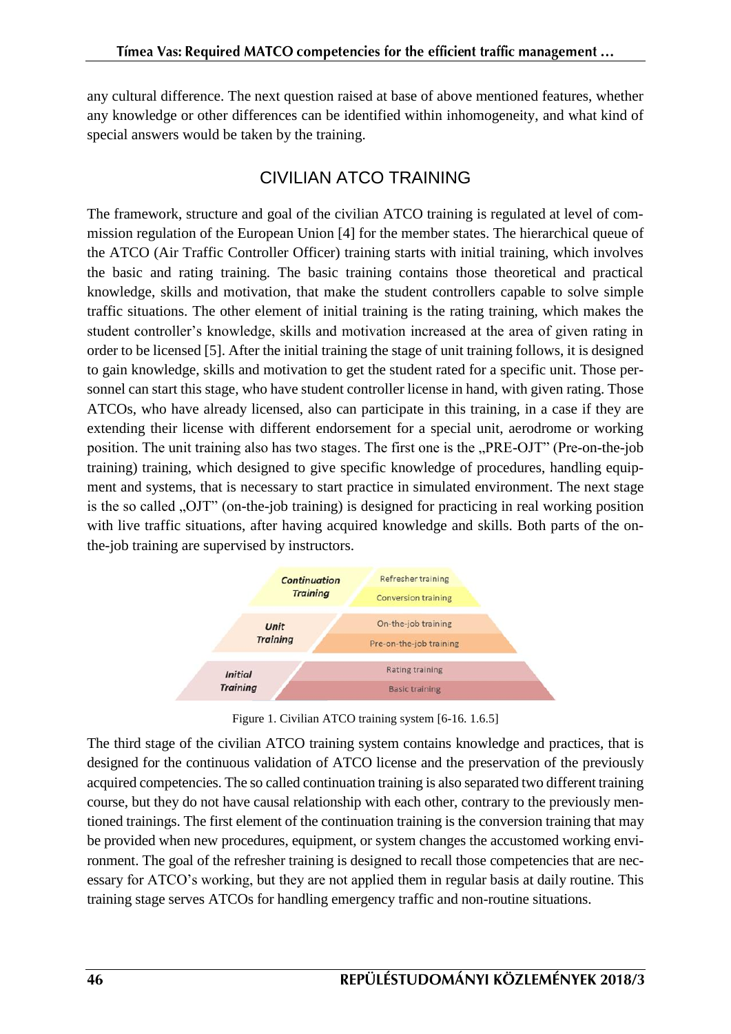any cultural difference. The next question raised at base of above mentioned features, whether any knowledge or other differences can be identified within inhomogeneity, and what kind of special answers would be taken by the training.

## CIVILIAN ATCO TRAINING

The framework, structure and goal of the civilian ATCO training is regulated at level of commission regulation of the European Union [4] for the member states. The hierarchical queue of the ATCO (Air Traffic Controller Officer) training starts with initial training, which involves the basic and rating training. The basic training contains those theoretical and practical knowledge, skills and motivation, that make the student controllers capable to solve simple traffic situations. The other element of initial training is the rating training, which makes the student controller's knowledge, skills and motivation increased at the area of given rating in order to be licensed [5]. After the initial training the stage of unit training follows, it is designed to gain knowledge, skills and motivation to get the student rated for a specific unit. Those personnel can start this stage, who have student controller license in hand, with given rating. Those ATCOs, who have already licensed, also can participate in this training, in a case if they are extending their license with different endorsement for a special unit, aerodrome or working position. The unit training also has two stages. The first one is the „PRE-OJT" (Pre-on-the-job training) training, which designed to give specific knowledge of procedures, handling equipment and systems, that is necessary to start practice in simulated environment. The next stage is the so called „OJT" (on-the-job training) is designed for practicing in real working position with live traffic situations, after having acquired knowledge and skills. Both parts of the on-the-job training are supervised by instructors.

| | |
|---|---|
| *Continuation Training* | Refresher training |
| | Conversion training |
| *Unit Training* | On-the-job training |
| | Pre-on-the-job training |
| *Initial Training* | Rating training |
| | Basic training |

Figure 1. Civilian ATCO training system [6-16. 1.6.5]

The third stage of the civilian ATCO training system contains knowledge and practices, that is designed for the continuous validation of ATCO license and the preservation of the previously acquired competencies. The so called continuation training is also separated two different training course, but they do not have causal relationship with each other, contrary to the previously mentioned trainings. The first element of the continuation training is the conversion training that may be provided when new procedures, equipment, or system changes the accustomed working environment. The goal of the refresher training is designed to recall those competencies that are necessary for ATCO's working, but they are not applied them in regular basis at daily routine. This training stage serves ATCOs for handling emergency traffic and non-routine situations.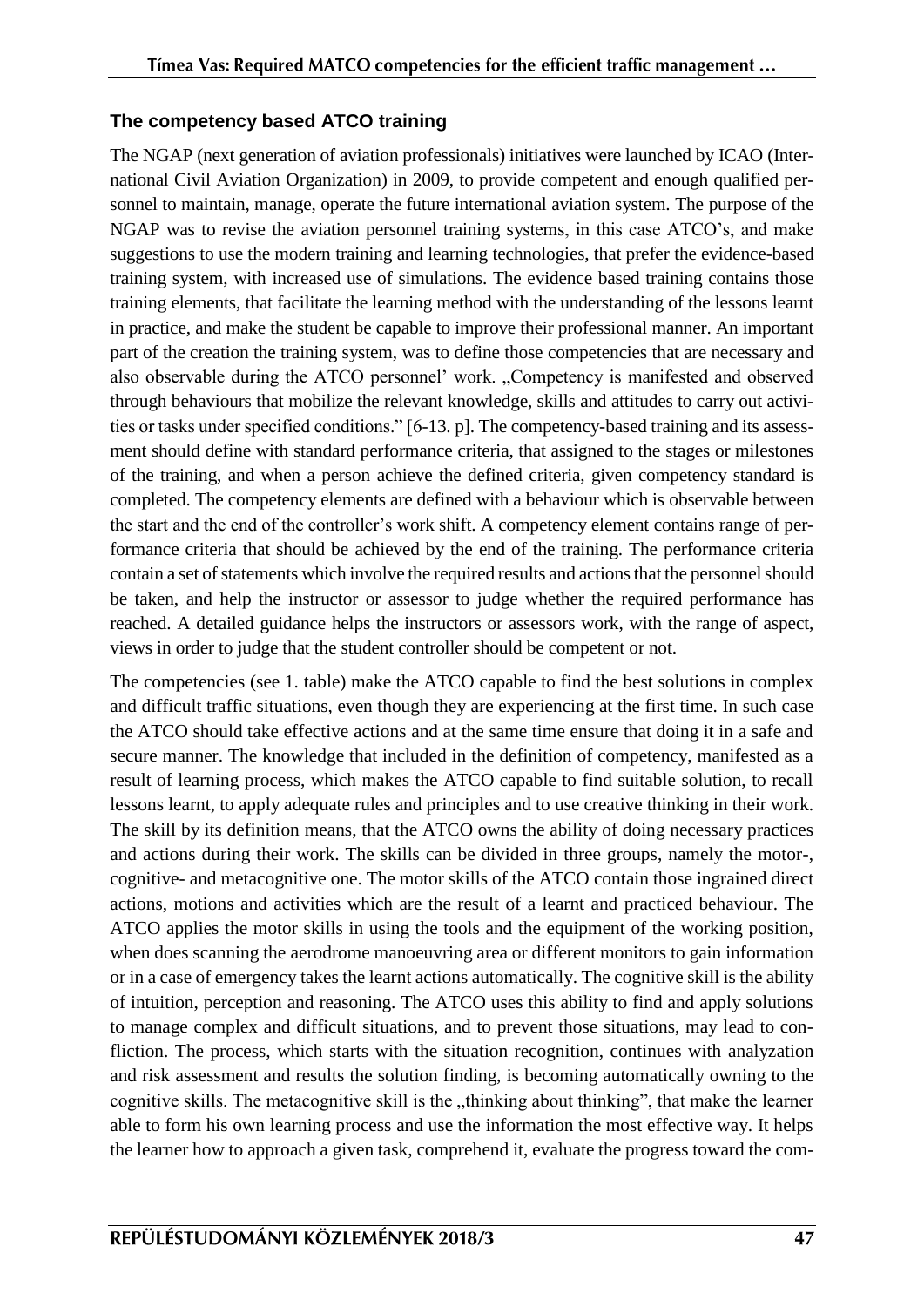## The competency based ATCO training

The NGAP (next generation of aviation professionals) initiatives were launched by ICAO (International Civil Aviation Organization) in 2009, to provide competent and enough qualified personnel to maintain, manage, operate the future international aviation system. The purpose of the NGAP was to revise the aviation personnel training systems, in this case ATCO's, and make suggestions to use the modern training and learning technologies, that prefer the evidence-based training system, with increased use of simulations. The evidence based training contains those training elements, that facilitate the learning method with the understanding of the lessons learnt in practice, and make the student be capable to improve their professional manner. An important part of the creation the training system, was to define those competencies that are necessary and also observable during the ATCO personnel' work. „Competency is manifested and observed through behaviours that mobilize the relevant knowledge, skills and attitudes to carry out activities or tasks under specified conditions." [6-13. p]. The competency-based training and its assessment should define with standard performance criteria, that assigned to the stages or milestones of the training, and when a person achieve the defined criteria, given competency standard is completed. The competency elements are defined with a behaviour which is observable between the start and the end of the controller's work shift. A competency element contains range of performance criteria that should be achieved by the end of the training. The performance criteria contain a set of statements which involve the required results and actions that the personnel should be taken, and help the instructor or assessor to judge whether the required performance has reached. A detailed guidance helps the instructors or assessors work, with the range of aspect, views in order to judge that the student controller should be competent or not.

The competencies (see 1. table) make the ATCO capable to find the best solutions in complex and difficult traffic situations, even though they are experiencing at the first time. In such case the ATCO should take effective actions and at the same time ensure that doing it in a safe and secure manner. The knowledge that included in the definition of competency, manifested as a result of learning process, which makes the ATCO capable to find suitable solution, to recall lessons learnt, to apply adequate rules and principles and to use creative thinking in their work. The skill by its definition means, that the ATCO owns the ability of doing necessary practices and actions during their work. The skills can be divided in three groups, namely the motor-, cognitive- and metacognitive one. The motor skills of the ATCO contain those ingrained direct actions, motions and activities which are the result of a learnt and practiced behaviour. The ATCO applies the motor skills in using the tools and the equipment of the working position, when does scanning the aerodrome manoeuvring area or different monitors to gain information or in a case of emergency takes the learnt actions automatically. The cognitive skill is the ability of intuition, perception and reasoning. The ATCO uses this ability to find and apply solutions to manage complex and difficult situations, and to prevent those situations, may lead to confliction. The process, which starts with the situation recognition, continues with analyzation and risk assessment and results the solution finding, is becoming automatically owning to the cognitive skills. The metacognitive skill is the „thinking about thinking", that make the learner able to form his own learning process and use the information the most effective way. It helps the learner how to approach a given task, comprehend it, evaluate the progress toward the com-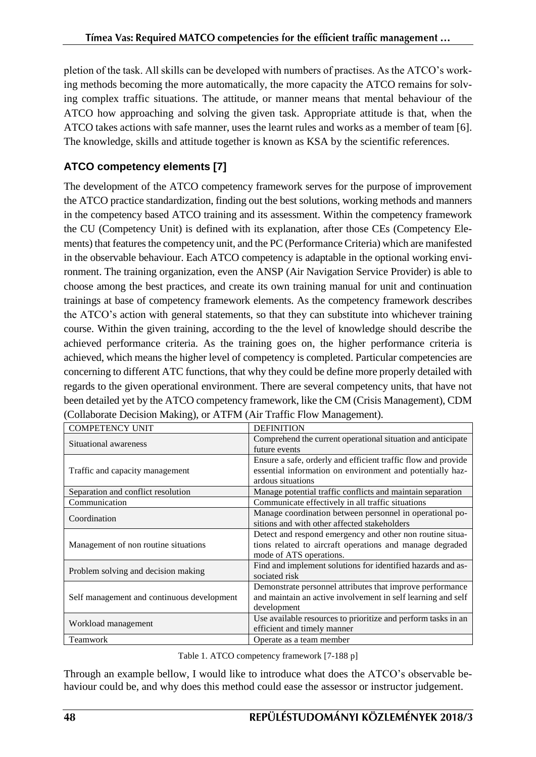pletion of the task. All skills can be developed with numbers of practises. As the ATCO's working methods becoming the more automatically, the more capacity the ATCO remains for solving complex traffic situations. The attitude, or manner means that mental behaviour of the ATCO how approaching and solving the given task. Appropriate attitude is that, when the ATCO takes actions with safe manner, uses the learnt rules and works as a member of team [6]. The knowledge, skills and attitude together is known as KSA by the scientific references.

## ATCO competency elements [7]

The development of the ATCO competency framework serves for the purpose of improvement the ATCO practice standardization, finding out the best solutions, working methods and manners in the competency based ATCO training and its assessment. Within the competency framework the CU (Competency Unit) is defined with its explanation, after those CEs (Competency Elements) that features the competency unit, and the PC (Performance Criteria) which are manifested in the observable behaviour. Each ATCO competency is adaptable in the optional working environment. The training organization, even the ANSP (Air Navigation Service Provider) is able to choose among the best practices, and create its own training manual for unit and continuation trainings at base of competency framework elements. As the competency framework describes the ATCO's action with general statements, so that they can substitute into whichever training course. Within the given training, according to the the level of knowledge should describe the achieved performance criteria. As the training goes on, the higher performance criteria is achieved, which means the higher level of competency is completed. Particular competencies are concerning to different ATC functions, that why they could be define more properly detailed with regards to the given operational environment. There are several competency units, that have not been detailed yet by the ATCO competency framework, like the CM (Crisis Management), CDM (Collaborate Decision Making), or ATFM (Air Traffic Flow Management).

| COMPETENCY UNIT | DEFINITION |
|---|---|
| Situational awareness | Comprehend the current operational situation and anticipate future events |
| Traffic and capacity management | Ensure a safe, orderly and efficient traffic flow and provide essential information on environment and potentially hazardous situations |
| Separation and conflict resolution | Manage potential traffic conflicts and maintain separation |
| Communication | Communicate effectively in all traffic situations |
| Coordination | Manage coordination between personnel in operational positions and with other affected stakeholders |
| Management of non routine situations | Detect and respond emergency and other non routine situations related to aircraft operations and manage degraded mode of ATS operations. |
| Problem solving and decision making | Find and implement solutions for identified hazards and associated risk |
| Self management and continuous development | Demonstrate personnel attributes that improve performance and maintain an active involvement in self learning and self development |
| Workload management | Use available resources to prioritize and perform tasks in an efficient and timely manner |
| Teamwork | Operate as a team member |

Table 1. ATCO competency framework [7-188 p]

Through an example bellow, I would like to introduce what does the ATCO's observable behaviour could be, and why does this method could ease the assessor or instructor judgement.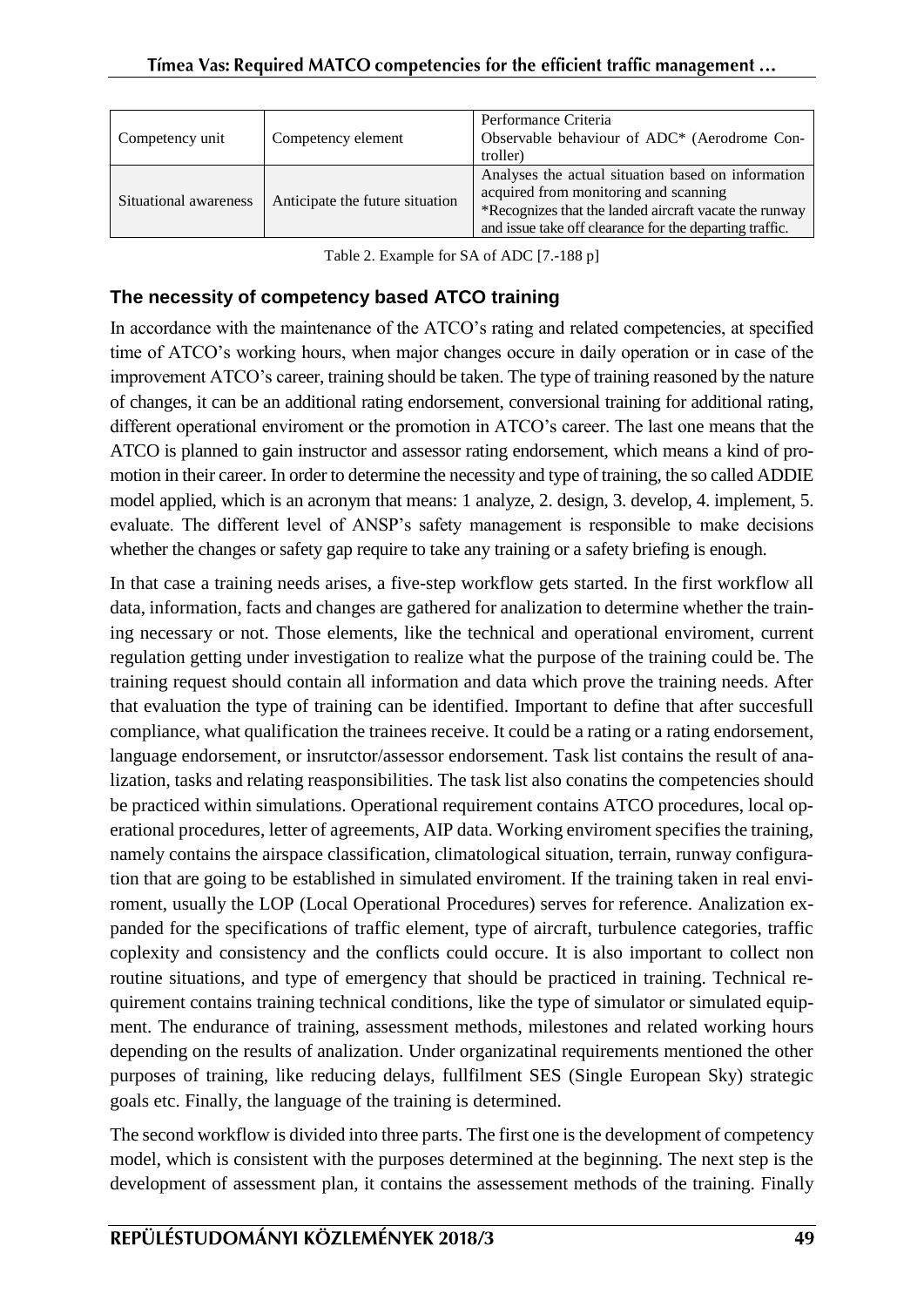| Competency unit | Competency element | Performance Criteria Observable behaviour of ADC* (Aerodrome Controller) |
|---|---|---|
| Situational awareness | Anticipate the future situation | Analyses the actual situation based on information acquired from monitoring and scanning *Recognizes that the landed aircraft vacate the runway and issue take off clearance for the departing traffic. |

Table 2. Example for SA of ADC [7.-188 p]

### The necessity of competency based ATCO training

In accordance with the maintenance of the ATCO's rating and related competencies, at specified time of ATCO's working hours, when major changes occure in daily operation or in case of the improvement ATCO's career, training should be taken. The type of training reasoned by the nature of changes, it can be an additional rating endorsement, conversional training for additional rating, different operational enviroment or the promotion in ATCO's career. The last one means that the ATCO is planned to gain instructor and assessor rating endorsement, which means a kind of promotion in their career. In order to determine the necessity and type of training, the so called ADDIE model applied, which is an acronym that means: 1 analyze, 2. design, 3. develop, 4. implement, 5. evaluate. The different level of ANSP's safety management is responsible to make decisions whether the changes or safety gap require to take any training or a safety briefing is enough.

In that case a training needs arises, a five-step workflow gets started. In the first workflow all data, information, facts and changes are gathered for analization to determine whether the training necessary or not. Those elements, like the technical and operational enviroment, current regulation getting under investigation to realize what the purpose of the training could be. The training request should contain all information and data which prove the training needs. After that evaluation the type of training can be identified. Important to define that after succesfull compliance, what qualification the trainees receive. It could be a rating or a rating endorsement, language endorsement, or insrutctor/assessor endorsement. Task list contains the result of analization, tasks and relating reasponsibilities. The task list also conatins the competencies should be practiced within simulations. Operational requirement contains ATCO procedures, local operational procedures, letter of agreements, AIP data. Working enviroment specifies the training, namely contains the airspace classification, climatological situation, terrain, runway configuration that are going to be established in simulated enviroment. If the training taken in real enviroment, usually the LOP (Local Operational Procedures) serves for reference. Analization expanded for the specifications of traffic element, type of aircraft, turbulence categories, traffic coplexity and consistency and the conflicts could occure. It is also important to collect non routine situations, and type of emergency that should be practiced in training. Technical requirement contains training technical conditions, like the type of simulator or simulated equipment. The endurance of training, assessment methods, milestones and related working hours depending on the results of analization. Under organizatinal requirements mentioned the other purposes of training, like reducing delays, fullfilment SES (Single European Sky) strategic goals etc. Finally, the language of the training is determined.

The second workflow is divided into three parts. The first one is the development of competency model, which is consistent with the purposes determined at the beginning. The next step is the development of assessment plan, it contains the assessement methods of the training. Finally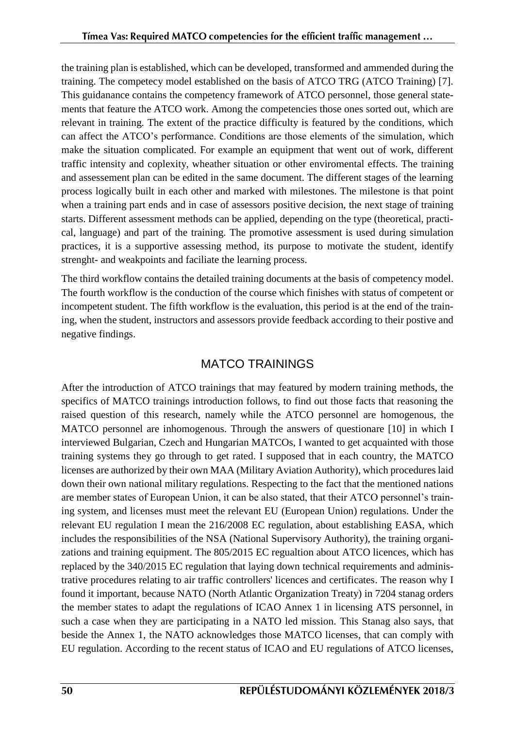the training plan is established, which can be developed, transformed and ammended during the training. The competecy model established on the basis of ATCO TRG (ATCO Training) [7]. This guidanance contains the competency framework of ATCO personnel, those general statements that feature the ATCO work. Among the competencies those ones sorted out, which are relevant in training. The extent of the practice difficulty is featured by the conditions, which can affect the ATCO's performance. Conditions are those elements of the simulation, which make the situation complicated. For example an equipment that went out of work, different traffic intensity and coplexity, wheather situation or other enviromental effects. The training and assessement plan can be edited in the same document. The different stages of the learning process logically built in each other and marked with milestones. The milestone is that point when a training part ends and in case of assessors positive decision, the next stage of training starts. Different assessment methods can be applied, depending on the type (theoretical, practical, language) and part of the training. The promotive assessment is used during simulation practices, it is a supportive assessing method, its purpose to motivate the student, identify strenght- and weakpoints and faciliate the learning process.

The third workflow contains the detailed training documents at the basis of competency model. The fourth workflow is the conduction of the course which finishes with status of competent or incompetent student. The fifth workflow is the evaluation, this period is at the end of the training, when the student, instructors and assessors provide feedback according to their postive and negative findings.

## MATCO TRAININGS

After the introduction of ATCO trainings that may featured by modern training methods, the specifics of MATCO trainings introduction follows, to find out those facts that reasoning the raised question of this research, namely while the ATCO personnel are homogenous, the MATCO personnel are inhomogenous. Through the answers of questionare [10] in which I interviewed Bulgarian, Czech and Hungarian MATCOs, I wanted to get acquainted with those training systems they go through to get rated. I supposed that in each country, the MATCO licenses are authorized by their own MAA (Military Aviation Authority), which procedures laid down their own national military regulations. Respecting to the fact that the mentioned nations are member states of European Union, it can be also stated, that their ATCO personnel's training system, and licenses must meet the relevant EU (European Union) regulations. Under the relevant EU regulation I mean the 216/2008 EC regulation, about establishing EASA, which includes the responsibilities of the NSA (National Supervisory Authority), the training organizations and training equipment. The 805/2015 EC regualtion about ATCO licences, which has replaced by the 340/2015 EC regulation that laying down technical requirements and administrative procedures relating to air traffic controllers' licences and certificates. The reason why I found it important, because NATO (North Atlantic Organization Treaty) in 7204 stanag orders the member states to adapt the regulations of ICAO Annex 1 in licensing ATS personnel, in such a case when they are participating in a NATO led mission. This Stanag also says, that beside the Annex 1, the NATO acknowledges those MATCO licenses, that can comply with EU regulation. According to the recent status of ICAO and EU regulations of ATCO licenses,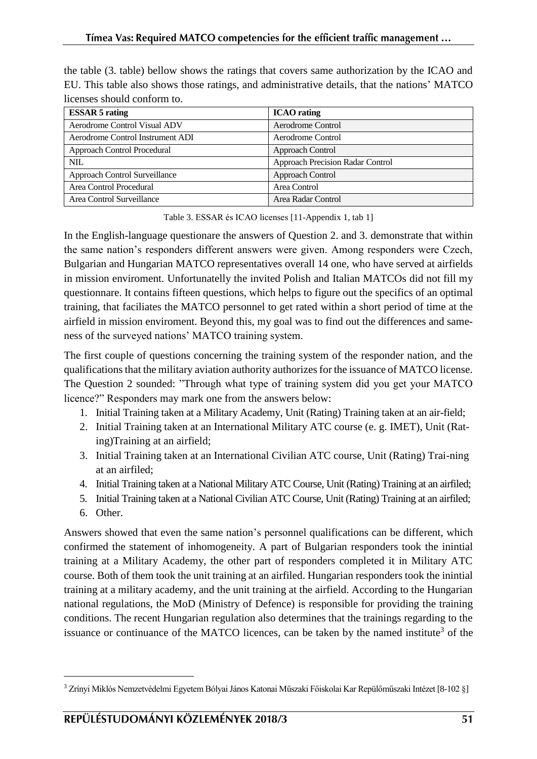the table (3. table) bellow shows the ratings that covers same authorization by the ICAO and EU. This table also shows those ratings, and administrative details, that the nations' MATCO licenses should conform to.

| **ESSAR 5 rating** | **ICAO rating** |
|---|---|
| Aerodrome Control Visual ADV | Aerodrome Control |
| Aerodrome Control Instrument ADI | Aerodrome Control |
| Approach Control Procedural | Approach Control |
| NIL | Approach Precision Radar Control |
| Approach Control Surveillance | Approach Control |
| Area Control Procedural | Area Control |
| Area Control Surveillance | Area Radar Control |

Table 3. ESSAR és ICAO licenses [11-Appendix 1, tab 1]

In the English-language questionare the answers of Question 2. and 3. demonstrate that within the same nation's responders different answers were given. Among responders were Czech, Bulgarian and Hungarian MATCO representatives overall 14 one, who have served at airfields in mission enviroment. Unfortunatelly the invited Polish and Italian MATCOs did not fill my questionnare. It contains fifteen questions, which helps to figure out the specifics of an optimal training, that faciliates the MATCO personnel to get rated within a short period of time at the airfield in mission enviroment. Beyond this, my goal was to find out the differences and sameness of the surveyed nations' MATCO training system.

The first couple of questions concerning the training system of the responder nation, and the qualifications that the military aviation authority authorizes for the issuance of MATCO license. The Question 2 sounded: "Through what type of training system did you get your MATCO licence?" Responders may mark one from the answers below:

1. Initial Training taken at a Military Academy, Unit (Rating) Training taken at an air-field;
2. Initial Training taken at an International Military ATC course (e. g. IMET), Unit (Rating)Training at an airfield;
3. Initial Training taken at an International Civilian ATC course, Unit (Rating) Trai-ning at an airfiled;
4. Initial Training taken at a National Military ATC Course, Unit (Rating) Training at an airfiled;
5. Initial Training taken at a National Civilian ATC Course, Unit (Rating) Training at an airfiled;
6. Other.

Answers showed that even the same nation's personnel qualifications can be different, which confirmed the statement of inhomogeneity. A part of Bulgarian responders took the inintial training at a Military Academy, the other part of responders completed it in Military ATC course. Both of them took the unit training at an airfiled. Hungarian responders took the inintial training at a military academy, and the unit training at the airfield. According to the Hungarian national regulations, the MoD (Ministry of Defence) is responsible for providing the training conditions. The recent Hungarian regulation also determines that the trainings regarding to the issuance or continuance of the MATCO licences, can be taken by the named institute[3] of the

[3] Zrínyi Miklós Nemzetvédelmi Egyetem Bólyai János Katonai Műszaki Főiskolai Kar Repülőműszaki Intézet [8-102 §]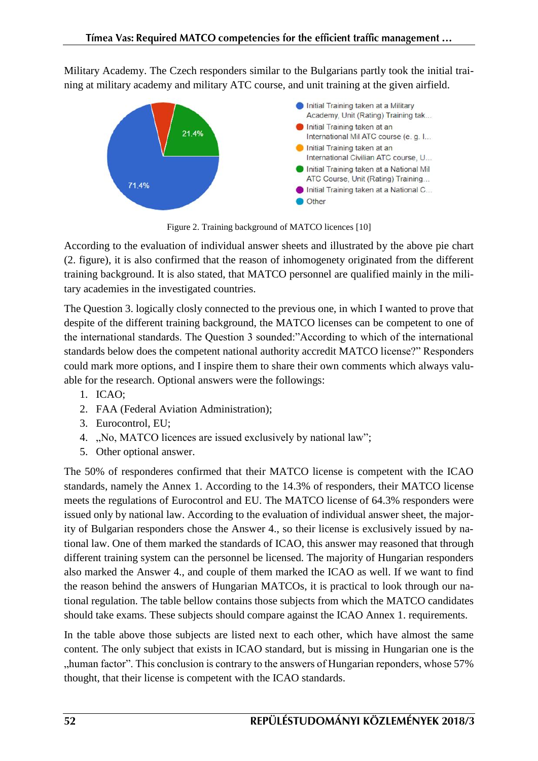Military Academy. The Czech responders similar to the Bulgarians partly took the initial training at military academy and military ATC course, and unit training at the given airfield.

21.4%

71.4%

Initial Training taken at a Military Academy, Unit (Rating) Training tak...

Initial Training taken at an International Mil ATC course (e. g. I...

Initial Training taken at an International Civilian ATC course, U...

Initial Training taken at a National Mil ATC Course, Unit (Rating) Training...

Initial Training taken at a National C...

Other

Figure 2. Training background of MATCO licences [10]

According to the evaluation of individual answer sheets and illustrated by the above pie chart (2. figure), it is also confirmed that the reason of inhomogenety originated from the different training background. It is also stated, that MATCO personnel are qualified mainly in the military academies in the investigated countries.

The Question 3. logically closly connected to the previous one, in which I wanted to prove that despite of the different training background, the MATCO licenses can be competent to one of the international standards. The Question 3 sounded:"According to which of the international standards below does the competent national authority accredit MATCO license?" Responders could mark more options, and I inspire them to share their own comments which always valuable for the research. Optional answers were the followings:

1. ICAO;
2. FAA (Federal Aviation Administration);
3. Eurocontrol, EU;
4. „No, MATCO licences are issued exclusively by national law";
5. Other optional answer.

The 50% of responderes confirmed that their MATCO license is competent with the ICAO standards, namely the Annex 1. According to the 14.3% of responders, their MATCO license meets the regulations of Eurocontrol and EU. The MATCO license of 64.3% responders were issued only by national law. According to the evaluation of individual answer sheet, the majority of Bulgarian responders chose the Answer 4., so their license is exclusively issued by national law. One of them marked the standards of ICAO, this answer may reasoned that through different training system can the personnel be licensed. The majority of Hungarian responders also marked the Answer 4., and couple of them marked the ICAO as well. If we want to find the reason behind the answers of Hungarian MATCOs, it is practical to look through our national regulation. The table bellow contains those subjects from which the MATCO candidates should take exams. These subjects should compare against the ICAO Annex 1. requirements.

In the table above those subjects are listed next to each other, which have almost the same content. The only subject that exists in ICAO standard, but is missing in Hungarian one is the „human factor". This conclusion is contrary to the answers of Hungarian reponders, whose 57% thought, that their license is competent with the ICAO standards.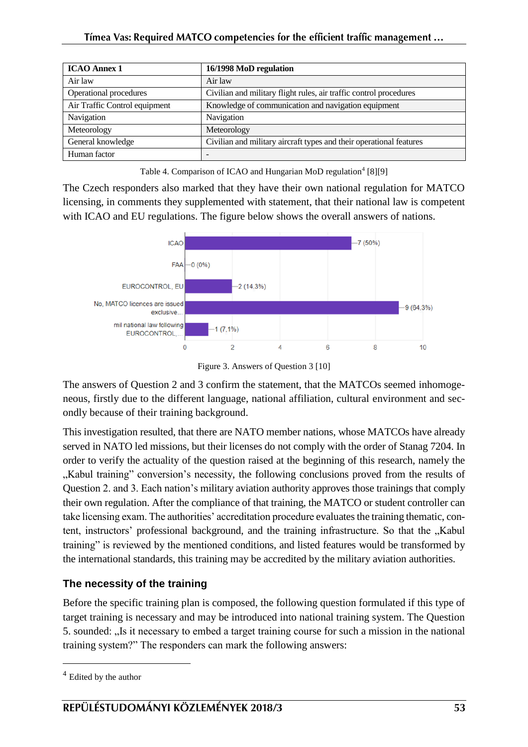| ICAO Annex 1 | 16/1998 MoD regulation |
|---|---|
| Air law | Air law |
| Operational procedures | Civilian and military flight rules, air traffic control procedures |
| Air Traffic Control equipment | Knowledge of communication and navigation equipment |
| Navigation | Navigation |
| Meteorology | Meteorology |
| General knowledge | Civilian and military aircraft types and their operational features |
| Human factor | - |

Table 4. Comparison of ICAO and Hungarian MoD regulation[4] [8][9]

The Czech responders also marked that they have their own national regulation for MATCO licensing, in comments they supplemented with statement, that their national law is competent with ICAO and EU regulations. The figure below shows the overall answers of nations.

ICAO
7 (50%)
FAA
0 (0%)
EUROCONTROL, EU
2 (14.3%)
No, MATCO licences are issued exclusive...
9 (64.3%)
mil national law following EUROCONTROL,...
1 (7.1%)
0
2
4
6
8
10

Figure 3. Answers of Question 3 [10]

The answers of Question 2 and 3 confirm the statement, that the MATCOs seemed inhomogeneous, firstly due to the different language, national affiliation, cultural environment and secondly because of their training background.

This investigation resulted, that there are NATO member nations, whose MATCOs have already served in NATO led missions, but their licenses do not comply with the order of Stanag 7204. In order to verify the actuality of the question raised at the beginning of this research, namely the „Kabul training" conversion's necessity, the following conclusions proved from the results of Question 2. and 3. Each nation's military aviation authority approves those trainings that comply their own regulation. After the compliance of that training, the MATCO or student controller can take licensing exam. The authorities' accreditation procedure evaluates the training thematic, content, instructors' professional background, and the training infrastructure. So that the „Kabul training" is reviewed by the mentioned conditions, and listed features would be transformed by the international standards, this training may be accredited by the military aviation authorities.

## The necessity of the training

Before the specific training plan is composed, the following question formulated if this type of target training is necessary and may be introduced into national training system. The Question 5. sounded: „Is it necessary to embed a target training course for such a mission in the national training system?" The responders can mark the following answers:

[4] Edited by the author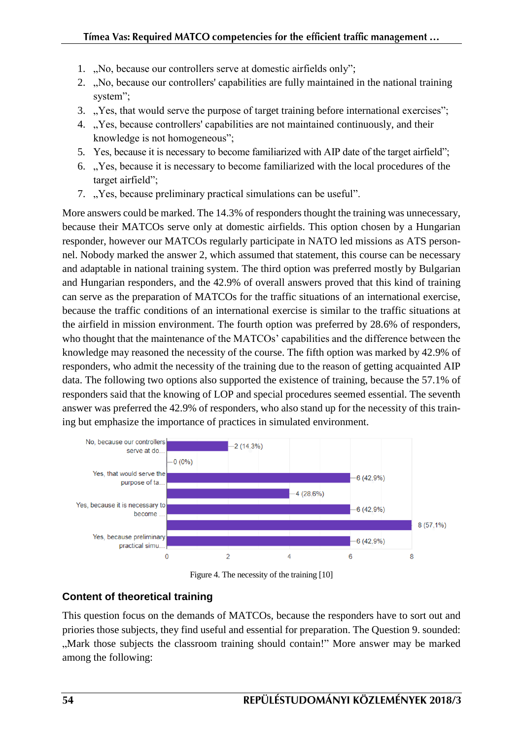1. „No, because our controllers serve at domestic airfields only";
2. „No, because our controllers' capabilities are fully maintained in the national training system";
3. „Yes, that would serve the purpose of target training before international exercises";
4. „Yes, because controllers' capabilities are not maintained continuously, and their knowledge is not homogeneous";
5. Yes, because it is necessary to become familiarized with AIP date of the target airfield";
6. „Yes, because it is necessary to become familiarized with the local procedures of the target airfield";
7. „Yes, because preliminary practical simulations can be useful".

More answers could be marked. The 14.3% of responders thought the training was unnecessary, because their MATCOs serve only at domestic airfields. This option chosen by a Hungarian responder, however our MATCOs regularly participate in NATO led missions as ATS personnel. Nobody marked the answer 2, which assumed that statement, this course can be necessary and adaptable in national training system. The third option was preferred mostly by Bulgarian and Hungarian responders, and the 42.9% of overall answers proved that this kind of training can serve as the preparation of MATCOs for the traffic situations of an international exercise, because the traffic conditions of an international exercise is similar to the traffic situations at the airfield in mission environment. The fourth option was preferred by 28.6% of responders, who thought that the maintenance of the MATCOs' capabilities and the difference between the knowledge may reasoned the necessity of the course. The fifth option was marked by 42.9% of responders, who admit the necessity of the training due to the reason of getting acquainted AIP data. The following two options also supported the existence of training, because the 57.1% of responders said that the knowing of LOP and special procedures seemed essential. The seventh answer was preferred the 42.9% of responders, who also stand up for the necessity of this training but emphasize the importance of practices in simulated environment.

No, because our controllers serve at do...
2 (14.3%)
0 (0%)
Yes, that would serve the purpose of ta...
6 (42.9%)
4 (28.6%)
Yes, because it is necessary to become ...
6 (42.9%)
8 (57.1%)
Yes, because preliminary practical simu...
6 (42.9%)
0 2 4 6 8

Figure 4. The necessity of the training [10]

### Content of theoretical training

This question focus on the demands of MATCOs, because the responders have to sort out and priories those subjects, they find useful and essential for preparation. The Question 9. sounded: „Mark those subjects the classroom training should contain!" More answer may be marked among the following: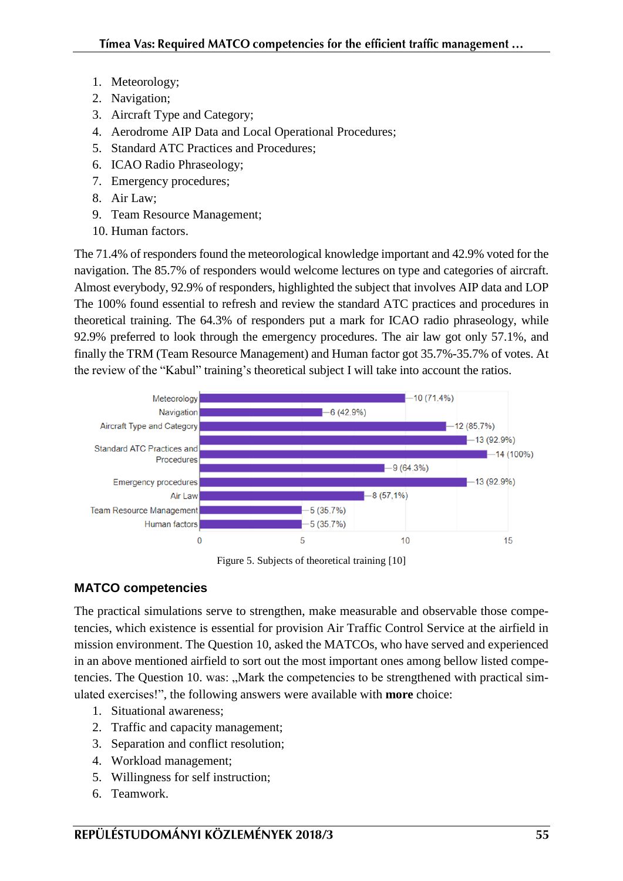1. Meteorology;
2. Navigation;
3. Aircraft Type and Category;
4. Aerodrome AIP Data and Local Operational Procedures;
5. Standard ATC Practices and Procedures;
6. ICAO Radio Phraseology;
7. Emergency procedures;
8. Air Law;
9. Team Resource Management;
10. Human factors.

The 71.4% of responders found the meteorological knowledge important and 42.9% voted for the navigation. The 85.7% of responders would welcome lectures on type and categories of aircraft. Almost everybody, 92.9% of responders, highlighted the subject that involves AIP data and LOP The 100% found essential to refresh and review the standard ATC practices and procedures in theoretical training. The 64.3% of responders put a mark for ICAO radio phraseology, while 92.9% preferred to look through the emergency procedures. The air law got only 57.1%, and finally the TRM (Team Resource Management) and Human factor got 35.7%-35.7% of votes. At the review of the "Kabul" training's theoretical subject I will take into account the ratios.

Meteorology
Navigation
Aircraft Type and Category
Standard ATC Practices and Procedures
Emergency procedures
Air Law
Team Resource Management
Human factors

10 (71.4%)
6 (42.9%)
12 (85.7%)
13 (92.9%)
14 (100%)
9 (64.3%)
13 (92.9%)
8 (57,1%)
5 (35.7%)
5 (35.7%)

0
5
10
15

Figure 5. Subjects of theoretical training [10]

## MATCO competencies

The practical simulations serve to strengthen, make measurable and observable those competencies, which existence is essential for provision Air Traffic Control Service at the airfield in mission environment. The Question 10, asked the MATCOs, who have served and experienced in an above mentioned airfield to sort out the most important ones among bellow listed competencies. The Question 10. was: „Mark the competencies to be strengthened with practical simulated exercises!", the following answers were available with **more** choice:

1. Situational awareness;
2. Traffic and capacity management;
3. Separation and conflict resolution;
4. Workload management;
5. Willingness for self instruction;
6. Teamwork.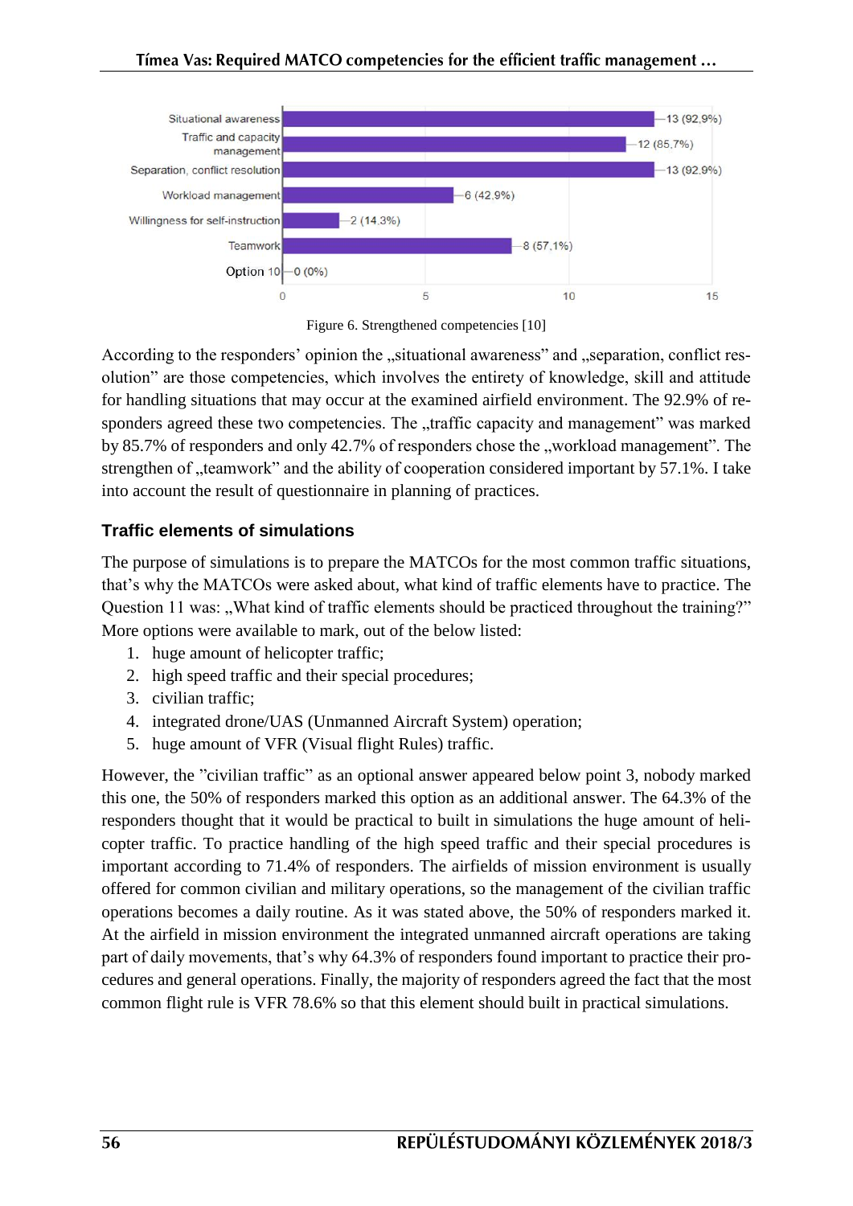Situational awareness
Traffic and capacity management
Separation, conflict resolution
Workload management
Willingness for self-instruction
Teamwork
Option 10

13 (92,9%)
12 (85,7%)
13 (92,9%)
6 (42,9%)
2 (14,3%)
8 (57,1%)
0 (0%)

0 5 10 15

Figure 6. Strengthened competencies [10]

According to the responders' opinion the „situational awareness" and „separation, conflict resolution" are those competencies, which involves the entirety of knowledge, skill and attitude for handling situations that may occur at the examined airfield environment. The 92.9% of responders agreed these two competencies. The „traffic capacity and management" was marked by 85.7% of responders and only 42.7% of responders chose the „workload management". The strengthen of „teamwork" and the ability of cooperation considered important by 57.1%. I take into account the result of questionnaire in planning of practices.

## Traffic elements of simulations

The purpose of simulations is to prepare the MATCOs for the most common traffic situations, that's why the MATCOs were asked about, what kind of traffic elements have to practice. The Question 11 was: „What kind of traffic elements should be practiced throughout the training?" More options were available to mark, out of the below listed:

1. huge amount of helicopter traffic;
2. high speed traffic and their special procedures;
3. civilian traffic;
4. integrated drone/UAS (Unmanned Aircraft System) operation;
5. huge amount of VFR (Visual flight Rules) traffic.

However, the "civilian traffic" as an optional answer appeared below point 3, nobody marked this one, the 50% of responders marked this option as an additional answer. The 64.3% of the responders thought that it would be practical to built in simulations the huge amount of helicopter traffic. To practice handling of the high speed traffic and their special procedures is important according to 71.4% of responders. The airfields of mission environment is usually offered for common civilian and military operations, so the management of the civilian traffic operations becomes a daily routine. As it was stated above, the 50% of responders marked it. At the airfield in mission environment the integrated unmanned aircraft operations are taking part of daily movements, that's why 64.3% of responders found important to practice their procedures and general operations. Finally, the majority of responders agreed the fact that the most common flight rule is VFR 78.6% so that this element should built in practical simulations.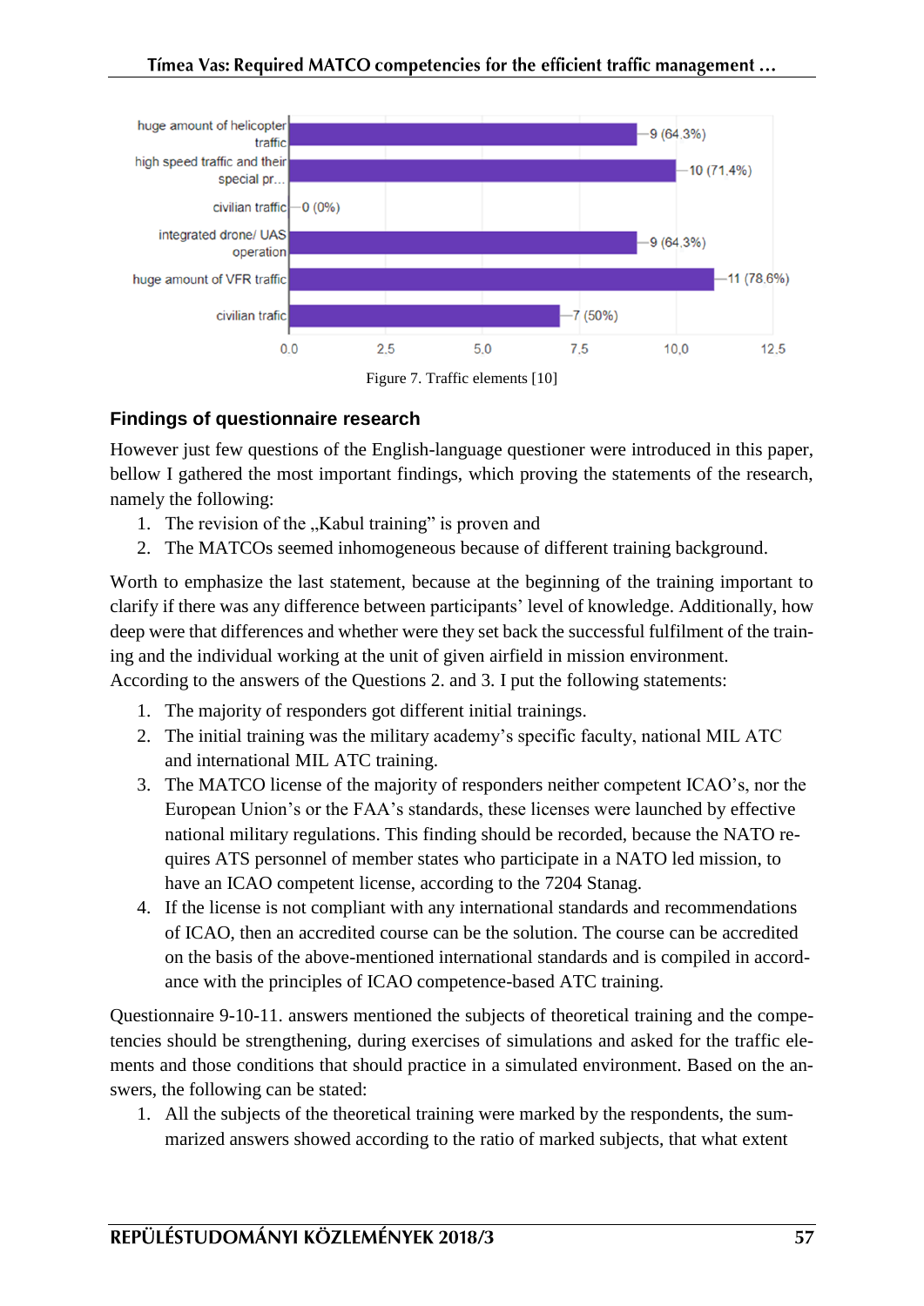Figure 7. Traffic elements [10]

## Findings of questionnaire research

However just few questions of the English-language questioner were introduced in this paper, bellow I gathered the most important findings, which proving the statements of the research, namely the following:

1. The revision of the „Kabul training" is proven and
2. The MATCOs seemed inhomogeneous because of different training background.

Worth to emphasize the last statement, because at the beginning of the training important to clarify if there was any difference between participants' level of knowledge. Additionally, how deep were that differences and whether were they set back the successful fulfilment of the training and the individual working at the unit of given airfield in mission environment.
According to the answers of the Questions 2. and 3. I put the following statements:

1. The majority of responders got different initial trainings.
2. The initial training was the military academy's specific faculty, national MIL ATC and international MIL ATC training.
3. The MATCO license of the majority of responders neither competent ICAO's, nor the European Union's or the FAA's standards, these licenses were launched by effective national military regulations. This finding should be recorded, because the NATO requires ATS personnel of member states who participate in a NATO led mission, to have an ICAO competent license, according to the 7204 Stanag.
4. If the license is not compliant with any international standards and recommendations of ICAO, then an accredited course can be the solution. The course can be accredited on the basis of the above-mentioned international standards and is compiled in accordance with the principles of ICAO competence-based ATC training.

Questionnaire 9-10-11. answers mentioned the subjects of theoretical training and the competencies should be strengthening, during exercises of simulations and asked for the traffic elements and those conditions that should practice in a simulated environment. Based on the answers, the following can be stated:

1. All the subjects of the theoretical training were marked by the respondents, the summarized answers showed according to the ratio of marked subjects, that what extent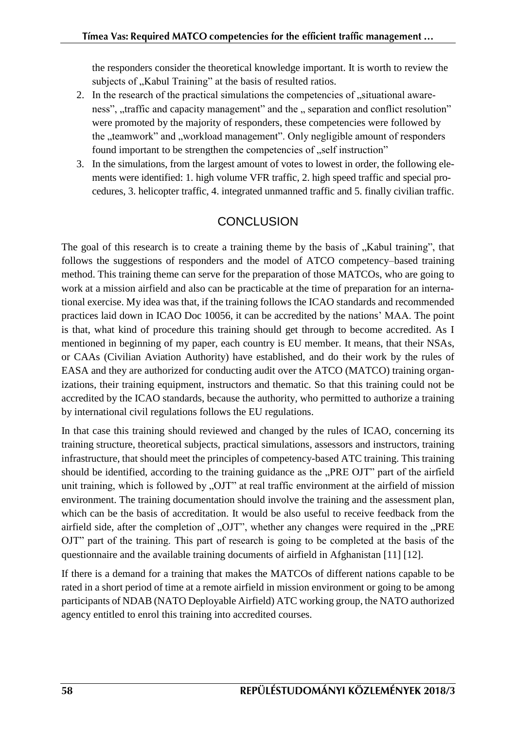the responders consider the theoretical knowledge important. It is worth to review the subjects of „Kabul Training" at the basis of resulted ratios.

2. In the research of the practical simulations the competencies of „situational awareness", „traffic and capacity management" and the „ separation and conflict resolution" were promoted by the majority of responders, these competencies were followed by the „teamwork" and „workload management". Only negligible amount of responders found important to be strengthen the competencies of „self instruction"
3. In the simulations, from the largest amount of votes to lowest in order, the following elements were identified: 1. high volume VFR traffic, 2. high speed traffic and special procedures, 3. helicopter traffic, 4. integrated unmanned traffic and 5. finally civilian traffic.

## CONCLUSION

The goal of this research is to create a training theme by the basis of „Kabul training", that follows the suggestions of responders and the model of ATCO competency–based training method. This training theme can serve for the preparation of those MATCOs, who are going to work at a mission airfield and also can be practicable at the time of preparation for an international exercise. My idea was that, if the training follows the ICAO standards and recommended practices laid down in ICAO Doc 10056, it can be accredited by the nations' MAA. The point is that, what kind of procedure this training should get through to become accredited. As I mentioned in beginning of my paper, each country is EU member. It means, that their NSAs, or CAAs (Civilian Aviation Authority) have established, and do their work by the rules of EASA and they are authorized for conducting audit over the ATCO (MATCO) training organizations, their training equipment, instructors and thematic. So that this training could not be accredited by the ICAO standards, because the authority, who permitted to authorize a training by international civil regulations follows the EU regulations.

In that case this training should reviewed and changed by the rules of ICAO, concerning its training structure, theoretical subjects, practical simulations, assessors and instructors, training infrastructure, that should meet the principles of competency-based ATC training. This training should be identified, according to the training guidance as the „PRE OJT" part of the airfield unit training, which is followed by „OJT" at real traffic environment at the airfield of mission environment. The training documentation should involve the training and the assessment plan, which can be the basis of accreditation. It would be also useful to receive feedback from the airfield side, after the completion of „OJT", whether any changes were required in the „PRE OJT" part of the training. This part of research is going to be completed at the basis of the questionnaire and the available training documents of airfield in Afghanistan [11] [12].

If there is a demand for a training that makes the MATCOs of different nations capable to be rated in a short period of time at a remote airfield in mission environment or going to be among participants of NDAB (NATO Deployable Airfield) ATC working group, the NATO authorized agency entitled to enrol this training into accredited courses.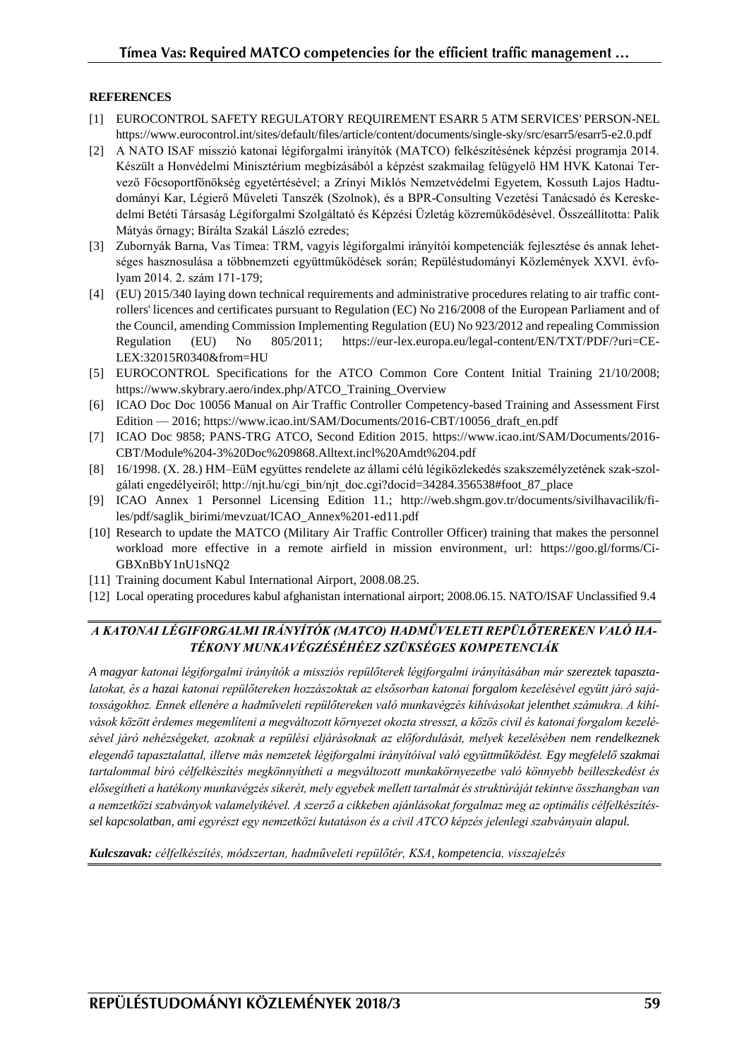**REFERENCES**

[1] EUROCONTROL SAFETY REGULATORY REQUIREMENT ESARR 5 ATM SERVICES' PERSON-NEL https://www.eurocontrol.int/sites/default/files/article/content/documents/single-sky/src/esarr5/esarr5-e2.0.pdf

[2] A NATO ISAF misszió katonai légiforgalmi irányítók (MATCO) felkészítésének képzési programja 2014. Készült a Honvédelmi Minisztérium megbízásából a képzést szakmailag felügyelő HM HVK Katonai Tervező Főcsoportfőnökség egyetértésével; a Zrínyi Miklós Nemzetvédelmi Egyetem, Kossuth Lajos Hadtudományi Kar, Légierő Műveleti Tanszék (Szolnok), és a BPR-Consulting Vezetési Tanácsadó és Kereskedelmi Betéti Társaság Légiforgalmi Szolgáltató és Képzési Üzletág közreműködésével. Összeállította: Palik Mátyás őrnagy; Bírálta Szakál László ezredes;

[3] Zubornyák Barna, Vas Tímea: TRM, vagyis légiforgalmi irányítói kompetenciák fejlesztése és annak lehetséges hasznosulása a többnemzeti együttműködések során; Repüléstudományi Közlemények XXVI. évfolyam 2014. 2. szám 171-179;

[4] (EU) 2015/340 laying down technical requirements and administrative procedures relating to air traffic controllers' licences and certificates pursuant to Regulation (EC) No 216/2008 of the European Parliament and of the Council, amending Commission Implementing Regulation (EU) No 923/2012 and repealing Commission Regulation (EU) No 805/2011; https://eur-lex.europa.eu/legal-content/EN/TXT/PDF/?uri=CELEX:32015R0340&from=HU

[5] EUROCONTROL Specifications for the ATCO Common Core Content Initial Training 21/10/2008; https://www.skybrary.aero/index.php/ATCO_Training_Overview

[6] ICAO Doc Doc 10056 Manual on Air Traffic Controller Competency-based Training and Assessment First Edition — 2016; https://www.icao.int/SAM/Documents/2016-CBT/10056_draft_en.pdf

[7] ICAO Doc 9858; PANS-TRG ATCO, Second Edition 2015. https://www.icao.int/SAM/Documents/2016-CBT/Module%204-3%20Doc%209868.Alltext.incl%20Amdt%204.pdf

[8] 16/1998. (X. 28.) HM–EüM együttes rendelete az állami célú légiközlekedés szakszemélyzetének szak-szolgálati engedélyeiről; http://njt.hu/cgi_bin/njt_doc.cgi?docid=34284.356538#foot_87_place

[9] ICAO Annex 1 Personnel Licensing Edition 11.; http://web.shgm.gov.tr/documents/sivilhavacilik/files/pdf/saglik_birimi/mevzuat/ICAO_Annex%201-ed11.pdf

[10] Research to update the MATCO (Military Air Traffic Controller Officer) training that makes the personnel workload more effective in a remote airfield in mission environment, url: https://goo.gl/forms/CiGBXnBbY1nU1sNQ2

[11] Training document Kabul International Airport, 2008.08.25.

[12] Local operating procedures kabul afghanistan international airport; 2008.06.15. NATO/ISAF Unclassified 9.4

## *A KATONAI LÉGIFORGALMI IRÁNYÍTÓK (MATCO) HADMŰVELETI REPÜLŐTEREKEN VALÓ HATÉKONY MUNKAVÉGZÉSÉHÉEZ SZÜKSÉGES KOMPETENCIÁK*

*A magyar katonai légiforgalmi irányítók a missziós repülőterek légiforgalmi irányításában már szereztek tapasztalatokat, és a hazai katonai repülőtereken hozzászoktak az elsősorban katonai forgalom kezelésével együtt járó sajátosságokhoz. Ennek ellenére a hadműveleti repülőtereken való munkavégzés kihívásokat jelenthet számukra. A kihívások között érdemes megemlíteni a megváltozott környezet okozta stresszt, a közös civil és katonai forgalom kezelésével járó nehézségeket, azoknak a repülési eljárásoknak az előfordulását, melyek kezelésében nem rendelkeznek elegendő tapasztalattal, illetve más nemzetek légiforgalmi irányítóival való együttműködést. Egy megfelelő szakmai tartalommal bíró célfelkészítés megkönnyítheti a megváltozott munkakörnyezetbe való könnyebb beilleszkedést és elősegítheti a hatékony munkavégzés sikerét, mely egyebek mellett tartalmát és struktúráját tekintve összhangban van a nemzetközi szabványok valamelyikével. A szerző a cikkben ajánlásokat forgalmaz meg az optimális célfelkészítéssel kapcsolatban, ami egyrészt egy nemzetközi kutatáson és a civil ATCO képzés jelenlegi szabványain alapul.*

***Kulcszavak:*** *célfelkészítés, módszertan, hadműveleti repülőtér, KSA, kompetencia, visszajelzés*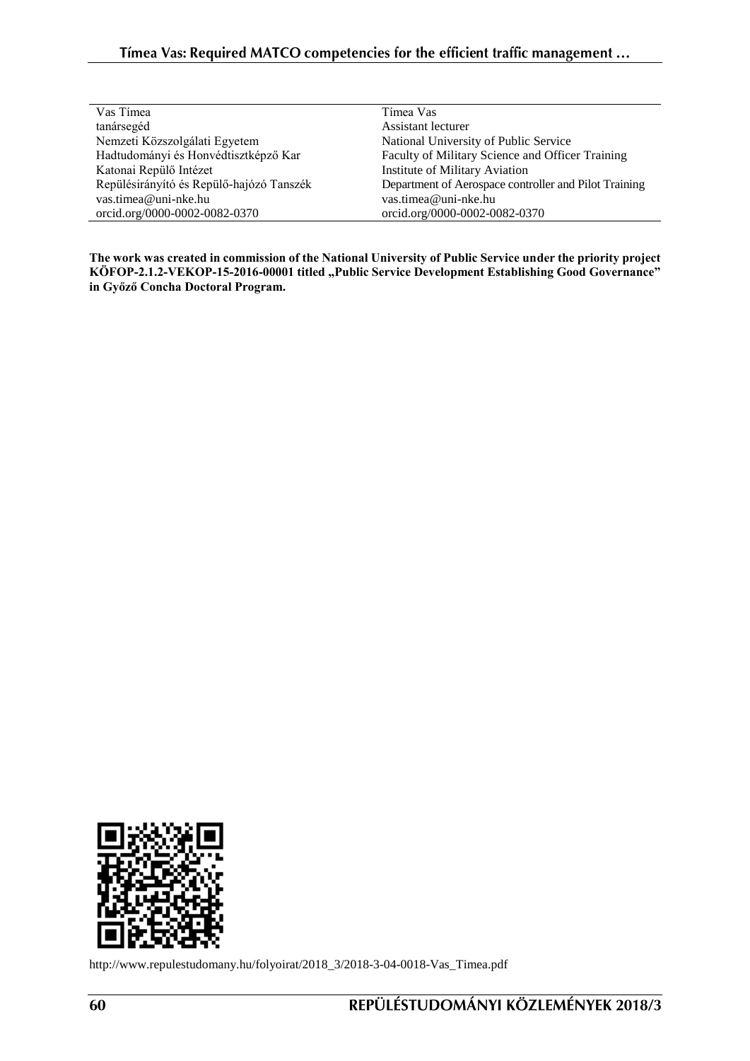| | |
|---|---|
| Vas Tímea | Tímea Vas |
| tanársegéd | Assistant lecturer |
| Nemzeti Közszolgálati Egyetem | National University of Public Service |
| Hadtudományi és Honvédtisztképző Kar | Faculty of Military Science and Officer Training |
| Katonai Repülő Intézet | Institute of Military Aviation |
| Repülésirányító és Repülő-hajózó Tanszék | Department of Aerospace controller and Pilot Training |
| vas.timea@uni-nke.hu | vas.timea@uni-nke.hu |
| orcid.org/0000-0002-0082-0370 | orcid.org/0000-0002-0082-0370 |

**The work was created in commission of the National University of Public Service under the priority project KÖFOP-2.1.2-VEKOP-15-2016-00001 titled „Public Service Development Establishing Good Governance" in Győző Concha Doctoral Program.**

http://www.repulestudomany.hu/folyoirat/2018_3/2018-3-04-0018-Vas_Timea.pdf